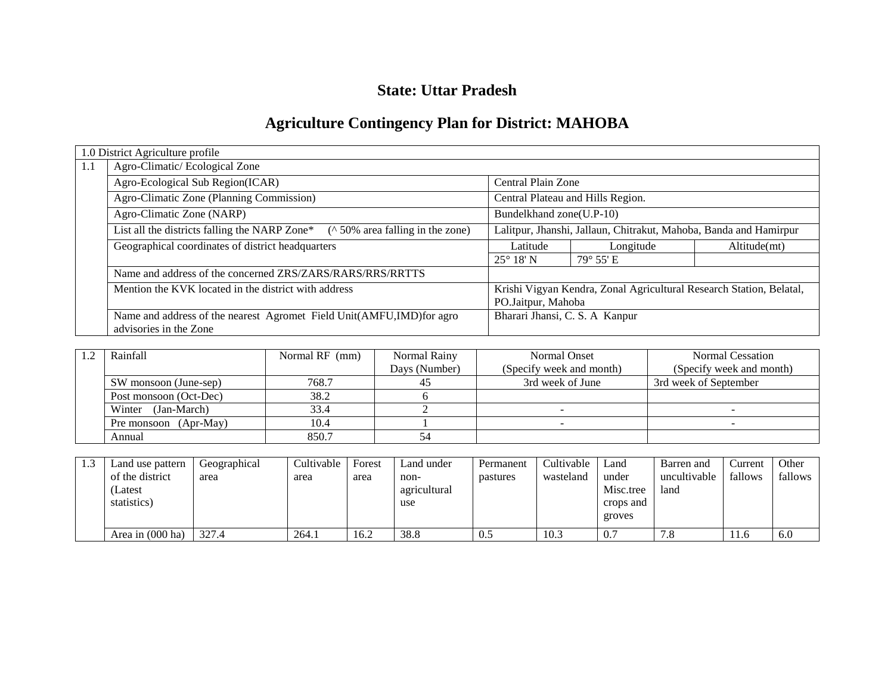# State: Uttar Pradesh

## Agriculture Contingency Plan for District: MAHOBA

| 1.0 District Agriculture profile | | | | |
|---|---|---|---|---|
| 1.1 | Agro-Climatic/ Ecological Zone | | | |
| | Agro-Ecological Sub Region(ICAR) | Central Plain Zone | | |
| | Agro-Climatic Zone (Planning Commission) | Central Plateau and Hills Region. | | |
| | Agro-Climatic Zone (NARP) | Bundelkhand zone(U.P-10) | | |
| | List all the districts falling the NARP Zone* (^ 50% area falling in the zone) | Lalitpur, Jhanshi, Jallaun, Chitrakut, Mahoba, Banda and Hamirpur | | |
| | Geographical coordinates of district headquarters | Latitude | Longitude | Altitude(mt) |
| | | 25° 18' N | 79° 55' E | |
| | Name and address of the concerned ZRS/ZARS/RARS/RRS/RRTTS | | | |
| | Mention the KVK located in the district with address | Krishi Vigyan Kendra, Zonal Agricultural Research Station, Belatal, PO.Jaitpur, Mahoba | | |
| | Name and address of the nearest Agromet Field Unit(AMFU,IMD)for agro advisories in the Zone | Bharari Jhansi, C. S. A Kanpur | | |

| 1.2 | Rainfall | Normal RF (mm) | Normal Rainy Days (Number) | Normal Onset (Specify week and month) | Normal Cessation (Specify week and month) |
|---|---|---|---|---|---|
| | SW monsoon (June-sep) | 768.7 | 45 | 3rd week of June | 3rd week of September |
| | Post monsoon (Oct-Dec) | 38.2 | 6 | | |
| | Winter (Jan-March) | 33.4 | 2 | - | - |
| | Pre monsoon (Apr-May) | 10.4 | 1 | - | - |
| | Annual | 850.7 | 54 | | |

| 1.3 | Land use pattern of the district (Latest statistics) | Geographical area | Cultivable area | Forest area | Land under non-agricultural use | Permanent pastures | Cultivable wasteland | Land under Misc.tree crops and groves | Barren and uncultivable land | Current fallows | Other fallows |
|---|---|---|---|---|---|---|---|---|---|---|---|
| | Area in (000 ha) | 327.4 | 264.1 | 16.2 | 38.8 | 0.5 | 10.3 | 0.7 | 7.8 | 11.6 | 6.0 |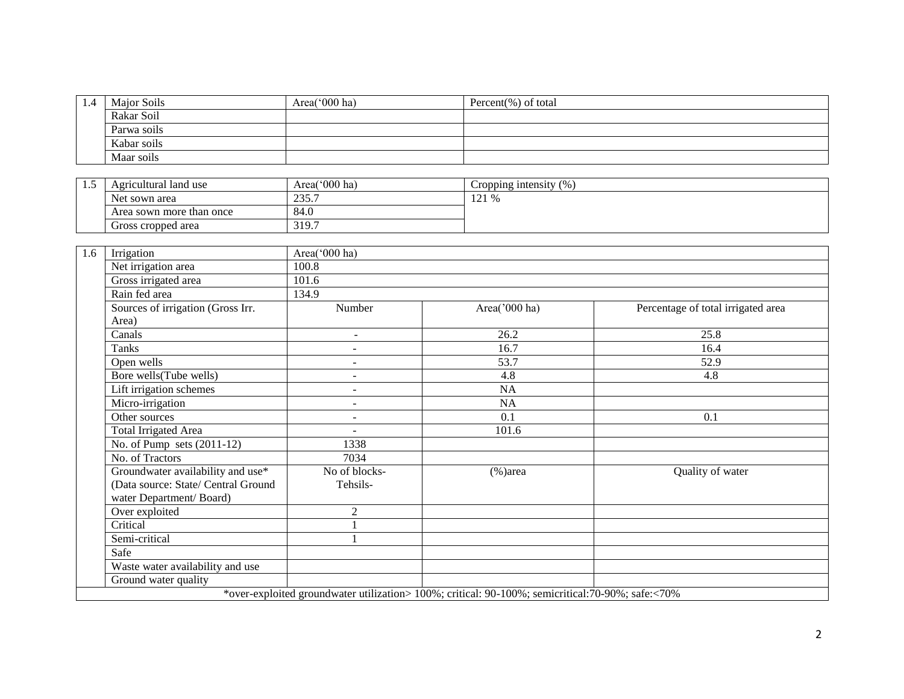| 1.4 | Major Soils | Area('000 ha) | Percent(%) of total |
|---|---|---|---|
| | Rakar Soil | | |
| | Parwa soils | | |
| | Kabar soils | | |
| | Maar soils | | |

| 1.5 | Agricultural land use | Area('000 ha) | Cropping intensity (%) |
|---|---|---|---|
| | Net sown area | 235.7 | 121 % |
| | Area sown more than once | 84.0 | |
| | Gross cropped area | 319.7 | |

| 1.6 | Irrigation | Area('000 ha) | | |
|---|---|---|---|---|
| | Net irrigation area | 100.8 | | |
| | Gross irrigated area | 101.6 | | |
| | Rain fed area | 134.9 | | |
| | Sources of irrigation (Gross Irr. Area) | Number | Area('000 ha) | Percentage of total irrigated area |
| | Canals | - | 26.2 | 25.8 |
| | Tanks | - | 16.7 | 16.4 |
| | Open wells | - | 53.7 | 52.9 |
| | Bore wells(Tube wells) | - | 4.8 | 4.8 |
| | Lift irrigation schemes | - | NA | |
| | Micro-irrigation | - | NA | |
| | Other sources | - | 0.1 | 0.1 |
| | Total Irrigated Area | - | 101.6 | |
| | No. of Pump sets (2011-12) | 1338 | | |
| | No. of Tractors | 7034 | | |
| | Groundwater availability and use* (Data source: State/ Central Ground water Department/ Board) | No of blocks- Tehsils- | (%)area | Quality of water |
| | Over exploited | 2 | | |
| | Critical | 1 | | |
| | Semi-critical | 1 | | |
| | Safe | | | |
| | Waste water availability and use | | | |
| | Ground water quality | | | |

*over-exploited groundwater utilization> 100%; critical: 90-100%; semicritical:70-90%; safe:<70%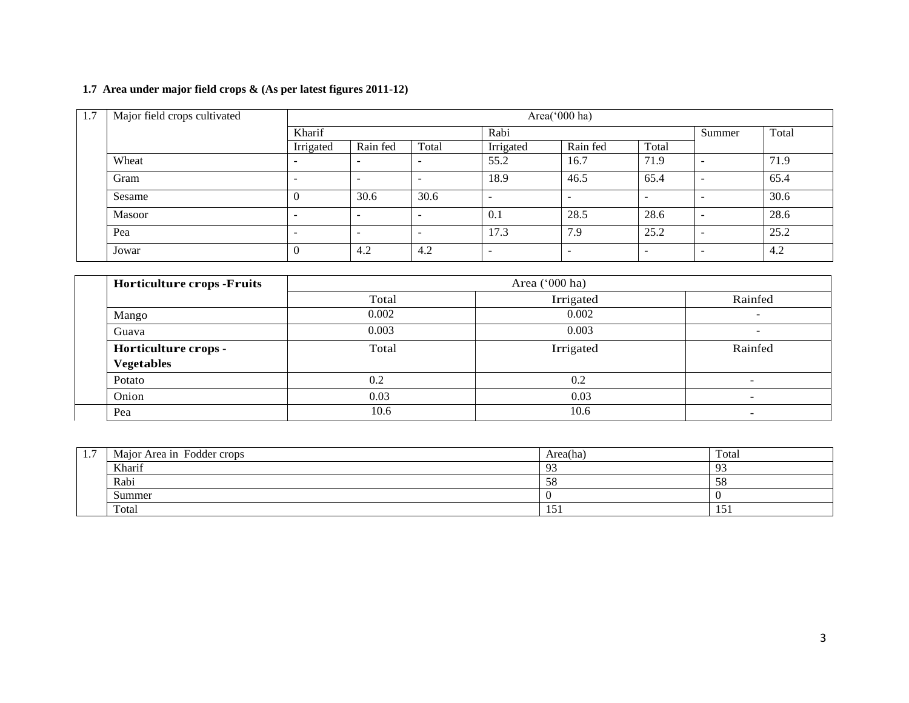**1.7 Area under major field crops & (As per latest figures 2011-12)**

| 1.7 | Major field crops cultivated | Area('000 ha) | | | | | | | |
|---|---|---|---|---|---|---|---|---|---|
| | | Kharif | | | Rabi | | | Summer | Total |
| | | Irrigated | Rain fed | Total | Irrigated | Rain fed | Total | | |
| | Wheat | - | - | - | 55.2 | 16.7 | 71.9 | - | 71.9 |
| | Gram | - | - | - | 18.9 | 46.5 | 65.4 | - | 65.4 |
| | Sesame | 0 | 30.6 | 30.6 | - | - | - | - | 30.6 |
| | Masoor | - | - | - | 0.1 | 28.5 | 28.6 | - | 28.6 |
| | Pea | - | - | - | 17.3 | 7.9 | 25.2 | - | 25.2 |
| | Jowar | 0 | 4.2 | 4.2 | - | - | - | - | 4.2 |

| | **Horticulture crops -Fruits** | Area ('000 ha) | | |
|---|---|---|---|---|
| | | Total | Irrigated | Rainfed |
| | Mango | 0.002 | 0.002 | - |
| | Guava | 0.003 | 0.003 | - |
| | **Horticulture crops - Vegetables** | Total | Irrigated | Rainfed |
| | Potato | 0.2 | 0.2 | - |
| | Onion | 0.03 | 0.03 | - |
| | Pea | 10.6 | 10.6 | - |

| 1.7 | Major Area in Fodder crops | Area(ha) | Total |
|---|---|---|---|
| | Kharif | 93 | 93 |
| | Rabi | 58 | 58 |
| | Summer | 0 | 0 |
| | Total | 151 | 151 |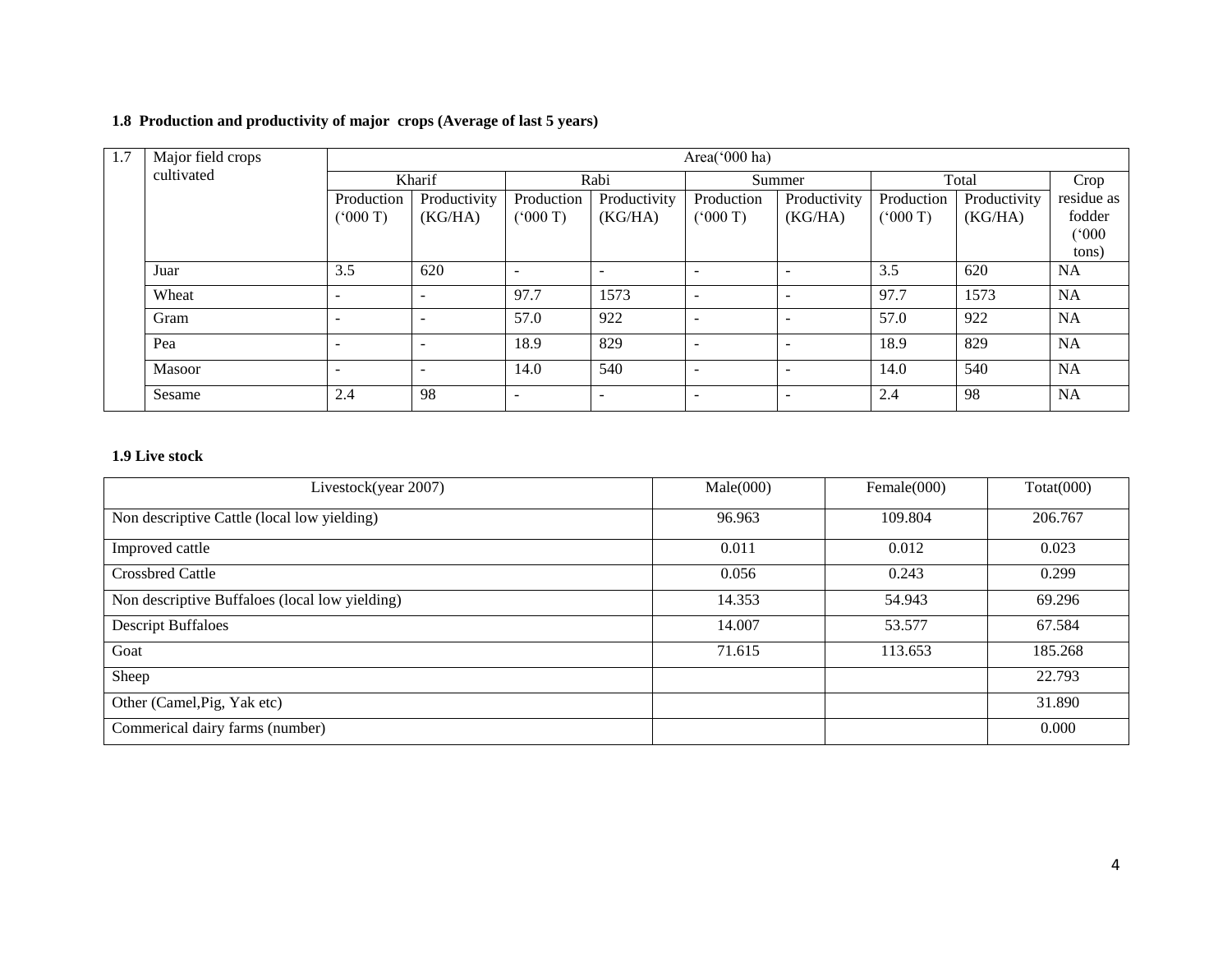### 1.8 Production and productivity of major crops (Average of last 5 years)

| 1.7 | Major field crops cultivated | Area('000 ha) | | | | | | | | |
|---|---|---|---|---|---|---|---|---|---|---|
| | | Kharif | | Rabi | | Summer | | Total | | Crop residue as fodder ('000 tons) |
| | | Production ('000 T) | Productivity (KG/HA) | Production ('000 T) | Productivity (KG/HA) | Production ('000 T) | Productivity (KG/HA) | Production ('000 T) | Productivity (KG/HA) | |
| | Juar | 3.5 | 620 | - | - | - | - | 3.5 | 620 | NA |
| | Wheat | - | - | 97.7 | 1573 | - | - | 97.7 | 1573 | NA |
| | Gram | - | - | 57.0 | 922 | - | - | 57.0 | 922 | NA |
| | Pea | - | - | 18.9 | 829 | - | - | 18.9 | 829 | NA |
| | Masoor | - | - | 14.0 | 540 | - | - | 14.0 | 540 | NA |
| | Sesame | 2.4 | 98 | - | - | - | - | 2.4 | 98 | NA |

### 1.9 Live stock

| Livestock(year 2007) | Male(000) | Female(000) | Totat(000) |
|---|---|---|---|
| Non descriptive Cattle (local low yielding) | 96.963 | 109.804 | 206.767 |
| Improved cattle | 0.011 | 0.012 | 0.023 |
| Crossbred Cattle | 0.056 | 0.243 | 0.299 |
| Non descriptive Buffaloes (local low yielding) | 14.353 | 54.943 | 69.296 |
| Descript Buffaloes | 14.007 | 53.577 | 67.584 |
| Goat | 71.615 | 113.653 | 185.268 |
| Sheep | | | 22.793 |
| Other (Camel,Pig, Yak etc) | | | 31.890 |
| Commerical dairy farms (number) | | | 0.000 |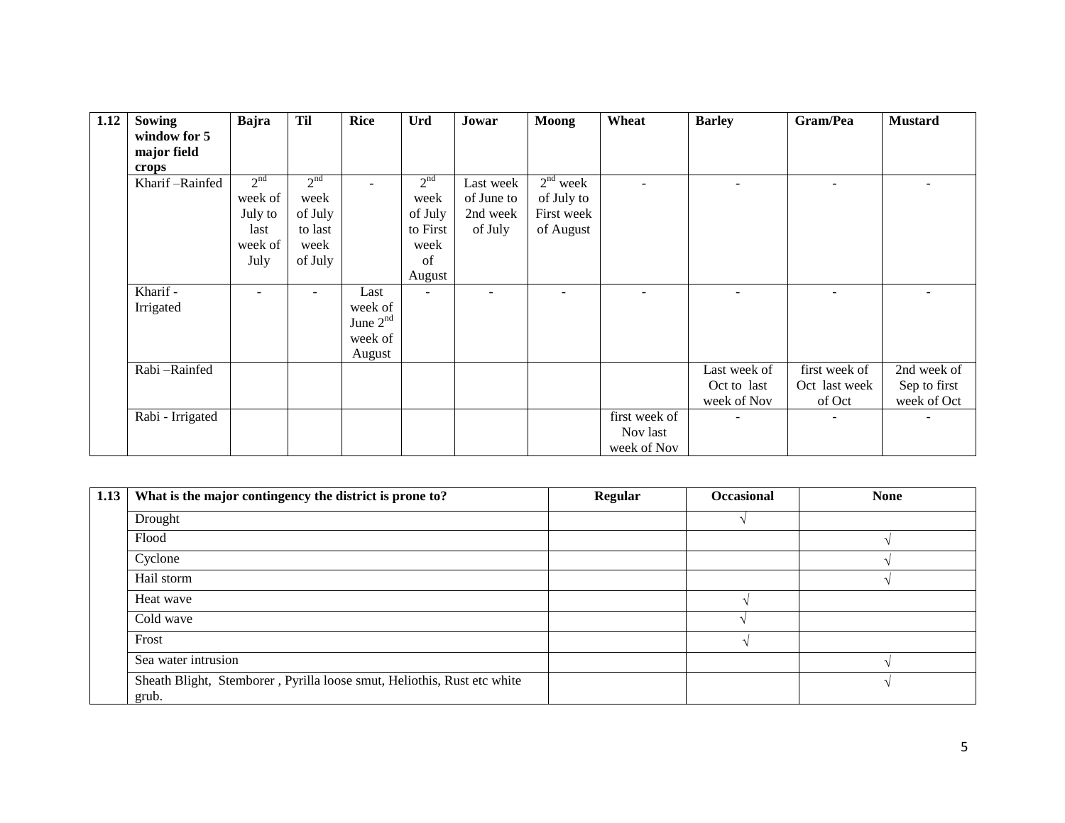| 1.12 | Sowing window for 5 major field crops | Bajra | Til | Rice | Urd | Jowar | Moong | Wheat | Barley | Gram/Pea | Mustard |
|---|---|---|---|---|---|---|---|---|---|---|---|
| | Kharif –Rainfed | 2nd week of July to last week of July | 2nd week of July to last week of July | - | 2nd week of July to First week of August | Last week of June to 2nd week of July | 2nd week of July to First week of August | - | - | - | - |
| | Kharif - Irrigated | - | - | Last week of June 2nd week of August | - | - | - | - | - | - | - |
| | Rabi –Rainfed | | | | | | | | Last week of Oct to last week of Nov | first week of Oct last week of Oct | 2nd week of Sep to first week of Oct |
| | Rabi - Irrigated | | | | | | | first week of Nov last week of Nov | - | - | - |

| 1.13 | What is the major contingency the district is prone to? | Regular | Occasional | None |
|---|---|---|---|---|
| | Drought | | √ | |
| | Flood | | | √ |
| | Cyclone | | | √ |
| | Hail storm | | | √ |
| | Heat wave | | √ | |
| | Cold wave | | √ | |
| | Frost | | √ | |
| | Sea water intrusion | | | √ |
| | Sheath Blight, Stemborer , Pyrilla loose smut, Heliothis, Rust etc white grub. | | | √ |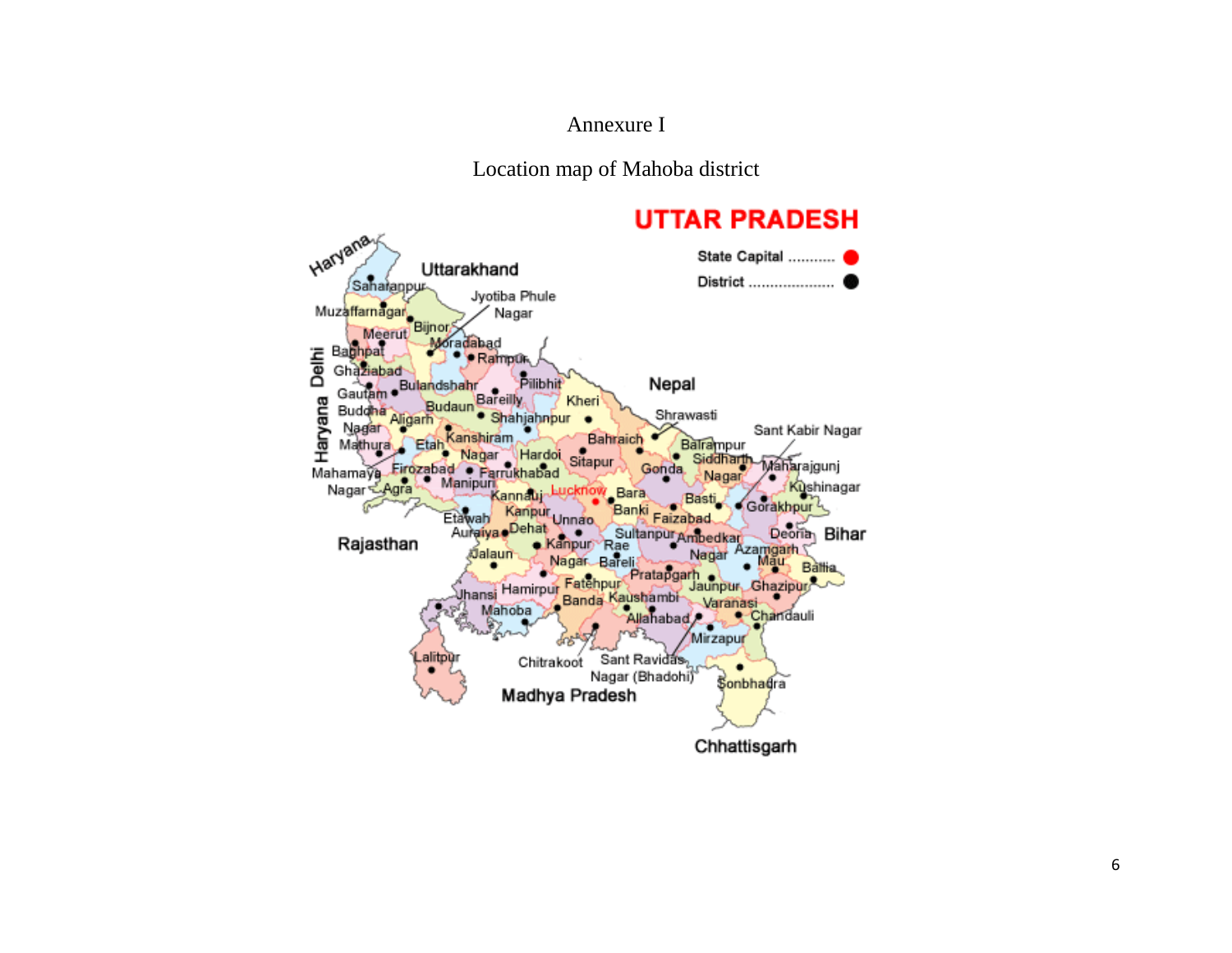Annexure I

Location map of Mahoba district

UTTAR PRADESH

State Capital ..........

District ....................

Haryana

Uttarakhand

Saharanpur

Jyotiba Phule Nagar

Muzaffarnagar

Bijnor

Meerut

Moradabad

Baghpat

Rampur

Delhi

Ghaziabad

Haryana

Bulandshahr

Pilibhit

Gautam Buddha Nagar

Bareilly

Nepal

Budaun

Kheri

Aligarh

Shahjahnpur

Shrawasti

Mathura

Kanshiram Nagar

Bahraich

Sant Kabir Nagar

Etah

Balrampur

Mahamaya Nagar

Hardoi

Sitapur

Siddharth Nagar

Firozabad

Farrukhabad

Gonda

Maharajgunj

Agra

Manipuri

Kushinagar

Kannauj

Lucknow

Bara Banki

Basti

Gorakhpur

Etawah

Kanpur Dehat

Unnao

Faizabad

Deoria

Bihar

Auraiya

Sultanpur

Ambedkar Nagar

Rajasthan

Kanpur Nagar

Rae Bareli

Azamgarh

Jalaun

Mau

Ballia

Pratapgarh

Jhansi

Hamirpur

Fatehpur

Jaunpur

Ghazipur

Kaushambi

Banda

Varanasi

Mahoba

Allahabad

Chandauli

Mirzapur

Lalitpur

Chitrakoot

Sant Ravidas Nagar (Bhadohi)

Sonbhadra

Madhya Pradesh

Chhattisgarh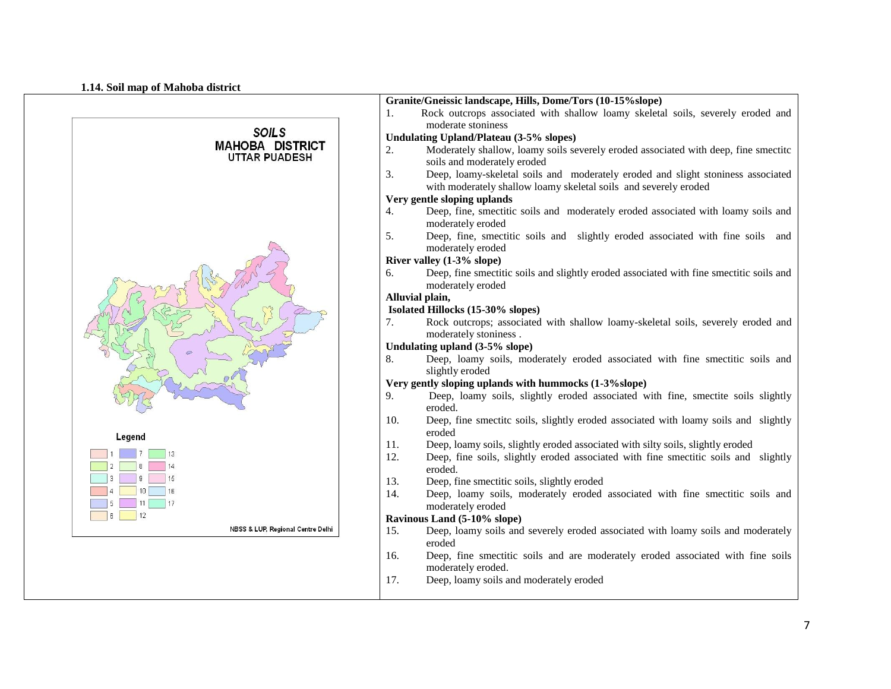### 1.14. Soil map of Mahoba district

SOILS
MAHOBA DISTRICT
UTTAR PUADESH

Legend

1 7 13
2 8 14
3 9 15
4 10 16
5 11 17
6 12

NBSS & LUP, Regional Centre Delhi

**Granite/Gneissic landscape, Hills, Dome/Tors (10-15%slope)**

1. Rock outcrops associated with shallow loamy skeletal soils, severely eroded and moderate stoniness

**Undulating Upland/Plateau (3-5% slopes)**

2. Moderately shallow, loamy soils severely eroded associated with deep, fine smectitc soils and moderately eroded
3. Deep, loamy-skeletal soils and moderately eroded and slight stoniness associated with moderately shallow loamy skeletal soils and severely eroded

**Very gentle sloping uplands**

4. Deep, fine, smectitic soils and moderately eroded associated with loamy soils and moderately eroded
5. Deep, fine, smectitic soils and slightly eroded associated with fine soils and moderately eroded

**River valley (1-3% slope)**

6. Deep, fine smectitic soils and slightly eroded associated with fine smectitic soils and moderately eroded

**Alluvial plain,**

**Isolated Hillocks (15-30% slopes)**

7. Rock outcrops; associated with shallow loamy-skeletal soils, severely eroded and moderately stoniness .

**Undulating upland (3-5% slope)**

8. Deep, loamy soils, moderately eroded associated with fine smectitic soils and slightly eroded

**Very gently sloping uplands with hummocks (1-3%slope)**

9. Deep, loamy soils, slightly eroded associated with fine, smectite soils slightly eroded.
10. Deep, fine smectitc soils, slightly eroded associated with loamy soils and slightly eroded
11. Deep, loamy soils, slightly eroded associated with silty soils, slightly eroded
12. Deep, fine soils, slightly eroded associated with fine smectitic soils and slightly eroded.
13. Deep, fine smectitic soils, slightly eroded
14. Deep, loamy soils, moderately eroded associated with fine smectitic soils and moderately eroded

**Ravinous Land (5-10% slope)**

15. Deep, loamy soils and severely eroded associated with loamy soils and moderately eroded
16. Deep, fine smectitic soils and are moderately eroded associated with fine soils moderately eroded.
17. Deep, loamy soils and moderately eroded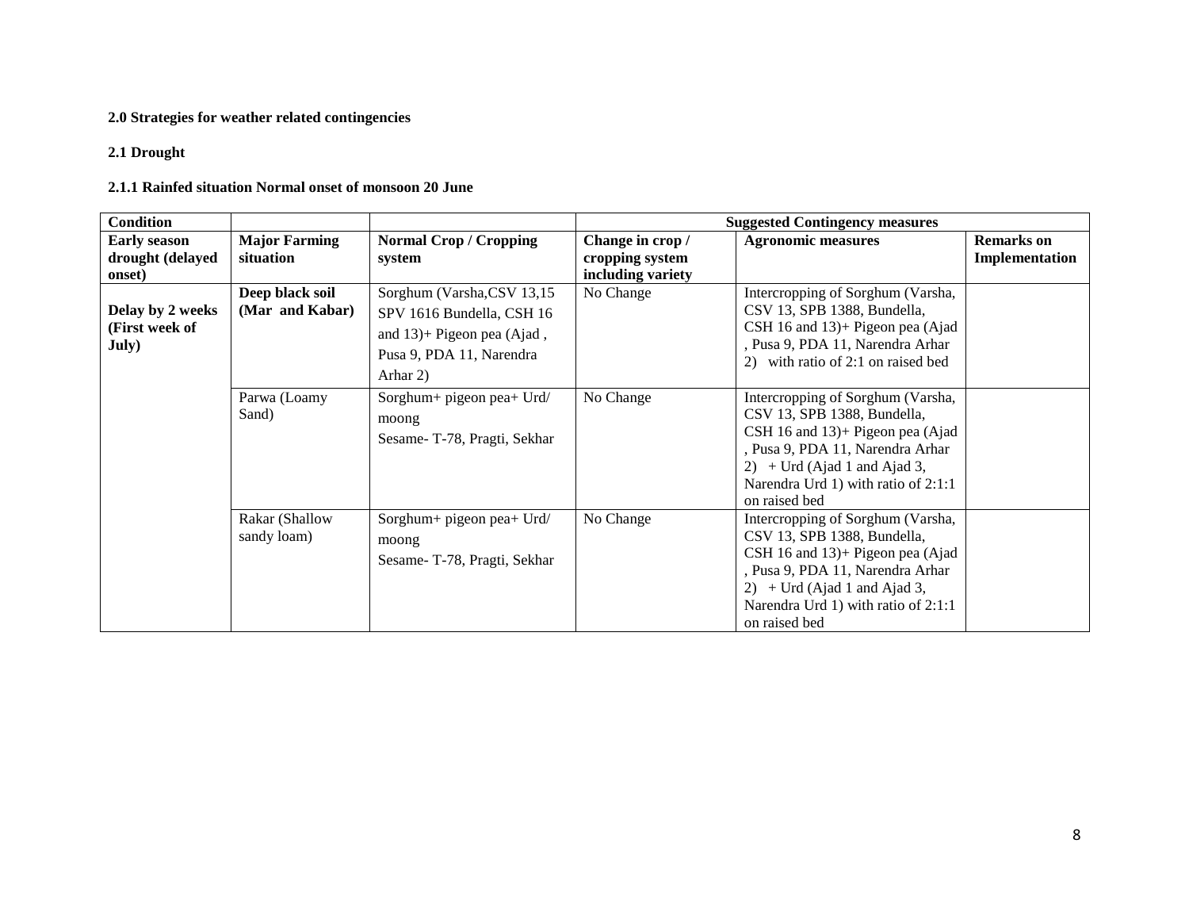**2.0 Strategies for weather related contingencies**

**2.1 Drought**

**2.1.1 Rainfed situation Normal onset of monsoon 20 June**

| **Condition** | | | **Suggested Contingency measures** | | |
|---|---|---|---|---|---|
| **Early season drought (delayed onset)** | **Major Farming situation** | **Normal Crop / Cropping system** | **Change in crop / cropping system including variety** | **Agronomic measures** | **Remarks on Implementation** |
| **Delay by 2 weeks (First week of July)** | **Deep black soil (Mar and Kabar)** | Sorghum (Varsha,CSV 13,15 SPV 1616 Bundella, CSH 16 and 13)+ Pigeon pea (Ajad , Pusa 9, PDA 11, Narendra Arhar 2) | No Change | Intercropping of Sorghum (Varsha, CSV 13, SPB 1388, Bundella, CSH 16 and 13)+ Pigeon pea (Ajad , Pusa 9, PDA 11, Narendra Arhar 2) with ratio of 2:1 on raised bed | |
| | Parwa (Loamy Sand) | Sorghum+ pigeon pea+ Urd/ moong<br>Sesame- T-78, Pragti, Sekhar | No Change | Intercropping of Sorghum (Varsha, CSV 13, SPB 1388, Bundella, CSH 16 and 13)+ Pigeon pea (Ajad , Pusa 9, PDA 11, Narendra Arhar 2) + Urd (Ajad 1 and Ajad 3, Narendra Urd 1) with ratio of 2:1:1 on raised bed | |
| | Rakar (Shallow sandy loam) | Sorghum+ pigeon pea+ Urd/ moong<br>Sesame- T-78, Pragti, Sekhar | No Change | Intercropping of Sorghum (Varsha, CSV 13, SPB 1388, Bundella, CSH 16 and 13)+ Pigeon pea (Ajad , Pusa 9, PDA 11, Narendra Arhar 2) + Urd (Ajad 1 and Ajad 3, Narendra Urd 1) with ratio of 2:1:1 on raised bed | |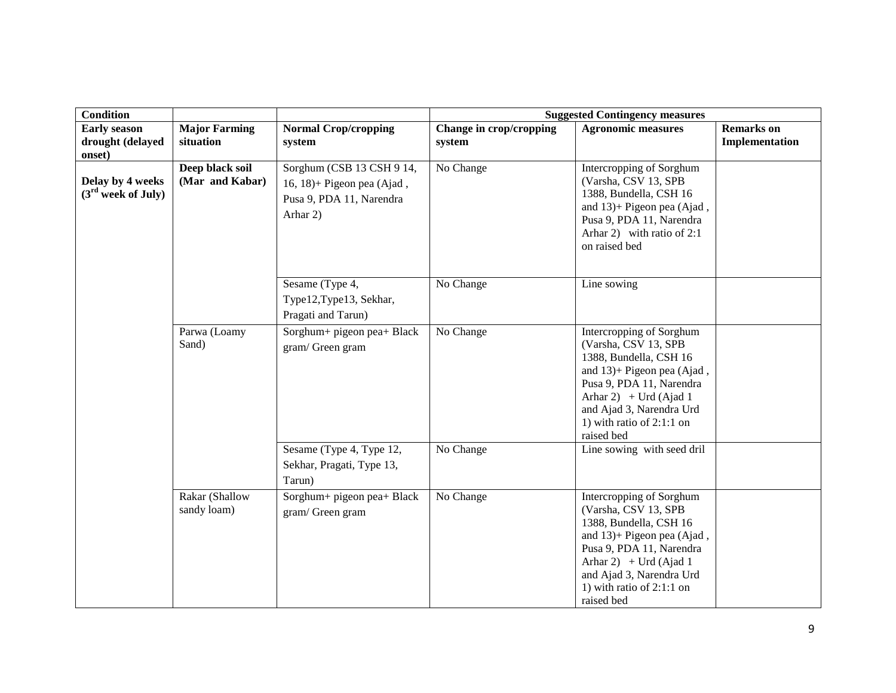| Condition | | | Suggested Contingency measures | | |
|---|---|---|---|---|---|
| **Early season drought (delayed onset)** | **Major Farming situation** | **Normal Crop/cropping system** | **Change in crop/cropping system** | **Agronomic measures** | **Remarks on Implementation** |
| **Delay by 4 weeks (3rd week of July)** | **Deep black soil (Mar and Kabar)** | Sorghum (CSB 13 CSH 9 14, 16, 18)+ Pigeon pea (Ajad , Pusa 9, PDA 11, Narendra Arhar 2) | No Change | Intercropping of Sorghum (Varsha, CSV 13, SPB 1388, Bundella, CSH 16 and 13)+ Pigeon pea (Ajad , Pusa 9, PDA 11, Narendra Arhar 2) with ratio of 2:1 on raised bed | |
| | | Sesame (Type 4, Type12,Type13, Sekhar, Pragati and Tarun) | No Change | Line sowing | |
| | Parwa (Loamy Sand) | Sorghum+ pigeon pea+ Black gram/ Green gram | No Change | Intercropping of Sorghum (Varsha, CSV 13, SPB 1388, Bundella, CSH 16 and 13)+ Pigeon pea (Ajad , Pusa 9, PDA 11, Narendra Arhar 2) + Urd (Ajad 1 and Ajad 3, Narendra Urd 1) with ratio of 2:1:1 on raised bed | |
| | | Sesame (Type 4, Type 12, Sekhar, Pragati, Type 13, Tarun) | No Change | Line sowing with seed dril | |
| | Rakar (Shallow sandy loam) | Sorghum+ pigeon pea+ Black gram/ Green gram | No Change | Intercropping of Sorghum (Varsha, CSV 13, SPB 1388, Bundella, CSH 16 and 13)+ Pigeon pea (Ajad , Pusa 9, PDA 11, Narendra Arhar 2) + Urd (Ajad 1 and Ajad 3, Narendra Urd 1) with ratio of 2:1:1 on raised bed | |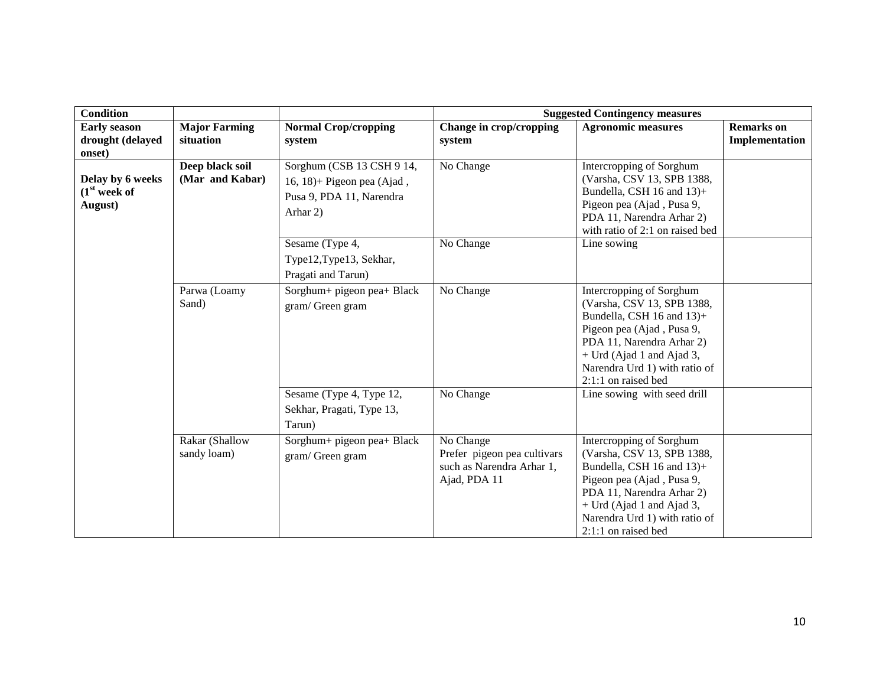| Condition | | | Suggested Contingency measures | | |
|---|---|---|---|---|---|
| **Early season drought (delayed onset)** | **Major Farming situation** | **Normal Crop/cropping system** | **Change in crop/cropping system** | **Agronomic measures** | **Remarks on Implementation** |
| **Delay by 6 weeks ($1^{st}$ week of August)** | **Deep black soil (Mar and Kabar)** | Sorghum (CSB 13 CSH 9 14, 16, 18)+ Pigeon pea (Ajad , Pusa 9, PDA 11, Narendra Arhar 2) | No Change | Intercropping of Sorghum (Varsha, CSV 13, SPB 1388, Bundella, CSH 16 and 13)+ Pigeon pea (Ajad , Pusa 9, PDA 11, Narendra Arhar 2) with ratio of 2:1 on raised bed | |
| | | Sesame (Type 4, Type12,Type13, Sekhar, Pragati and Tarun) | No Change | Line sowing | |
| | Parwa (Loamy Sand) | Sorghum+ pigeon pea+ Black gram/ Green gram | No Change | Intercropping of Sorghum (Varsha, CSV 13, SPB 1388, Bundella, CSH 16 and 13)+ Pigeon pea (Ajad , Pusa 9, PDA 11, Narendra Arhar 2) + Urd (Ajad 1 and Ajad 3, Narendra Urd 1) with ratio of 2:1:1 on raised bed | |
| | | Sesame (Type 4, Type 12, Sekhar, Pragati, Type 13, Tarun) | No Change | Line sowing with seed drill | |
| | Rakar (Shallow sandy loam) | Sorghum+ pigeon pea+ Black gram/ Green gram | No Change<br>Prefer pigeon pea cultivars such as Narendra Arhar 1, Ajad, PDA 11 | Intercropping of Sorghum (Varsha, CSV 13, SPB 1388, Bundella, CSH 16 and 13)+ Pigeon pea (Ajad , Pusa 9, PDA 11, Narendra Arhar 2) + Urd (Ajad 1 and Ajad 3, Narendra Urd 1) with ratio of 2:1:1 on raised bed | |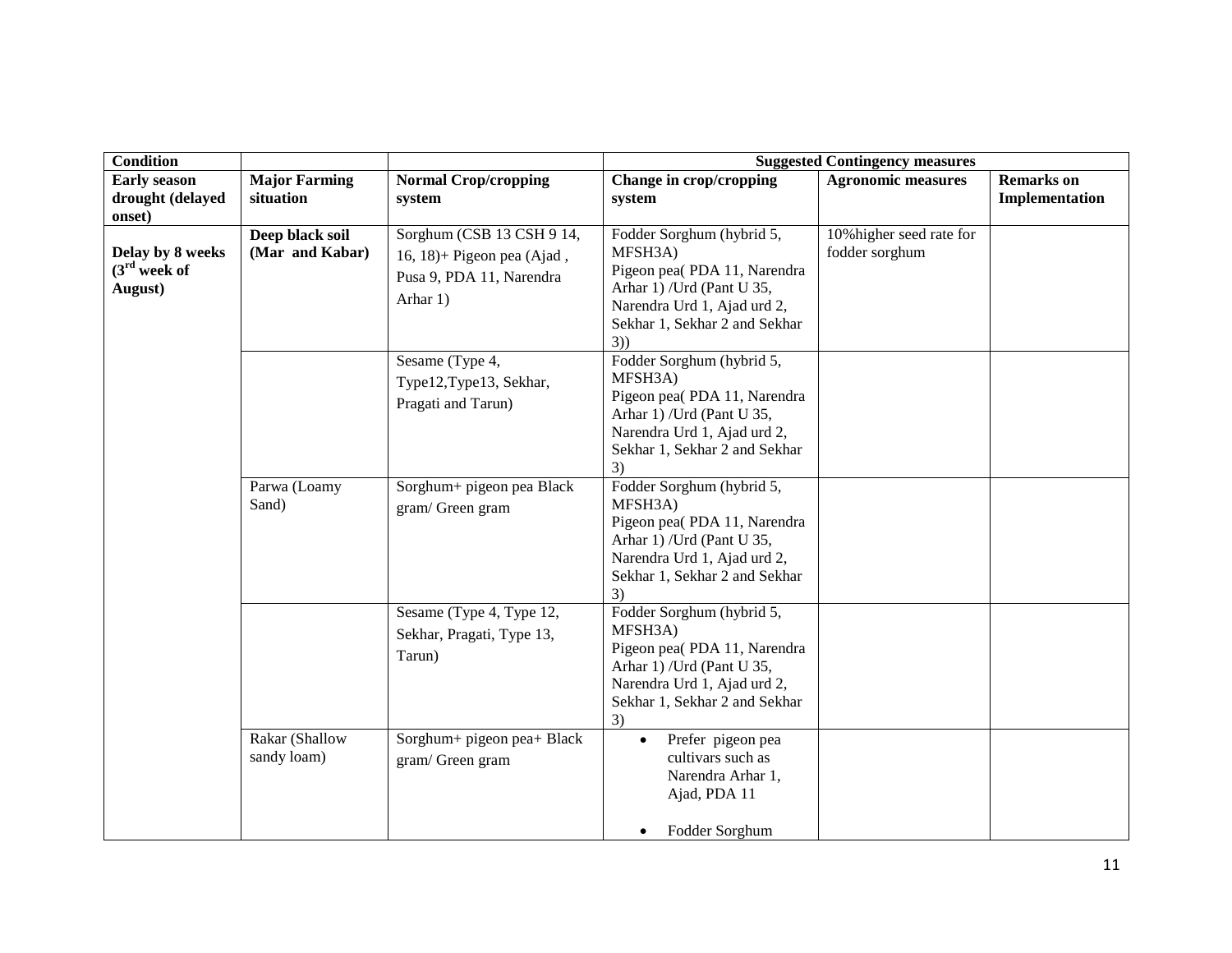| Condition | | | Suggested Contingency measures | | |
|---|---|---|---|---|---|
| **Early season drought (delayed onset)** | **Major Farming situation** | **Normal Crop/cropping system** | **Change in crop/cropping system** | **Agronomic measures** | **Remarks on Implementation** |
| **Delay by 8 weeks (3rd week of August)** | **Deep black soil (Mar and Kabar)** | Sorghum (CSB 13 CSH 9 14, 16, 18)+ Pigeon pea (Ajad , Pusa 9, PDA 11, Narendra Arhar 1) | Fodder Sorghum (hybrid 5, MFSH3A) Pigeon pea( PDA 11, Narendra Arhar 1) /Urd (Pant U 35, Narendra Urd 1, Ajad urd 2, Sekhar 1, Sekhar 2 and Sekhar 3)) | 10%higher seed rate for fodder sorghum | |
| | | Sesame (Type 4, Type12,Type13, Sekhar, Pragati and Tarun) | Fodder Sorghum (hybrid 5, MFSH3A) Pigeon pea( PDA 11, Narendra Arhar 1) /Urd (Pant U 35, Narendra Urd 1, Ajad urd 2, Sekhar 1, Sekhar 2 and Sekhar 3) | | |
| | Parwa (Loamy Sand) | Sorghum+ pigeon pea Black gram/ Green gram | Fodder Sorghum (hybrid 5, MFSH3A) Pigeon pea( PDA 11, Narendra Arhar 1) /Urd (Pant U 35, Narendra Urd 1, Ajad urd 2, Sekhar 1, Sekhar 2 and Sekhar 3) | | |
| | | Sesame (Type 4, Type 12, Sekhar, Pragati, Type 13, Tarun) | Fodder Sorghum (hybrid 5, MFSH3A) Pigeon pea( PDA 11, Narendra Arhar 1) /Urd (Pant U 35, Narendra Urd 1, Ajad urd 2, Sekhar 1, Sekhar 2 and Sekhar 3) | | |
| | Rakar (Shallow sandy loam) | Sorghum+ pigeon pea+ Black gram/ Green gram | • Prefer pigeon pea cultivars such as Narendra Arhar 1, Ajad, PDA 11 <br> • Fodder Sorghum | | |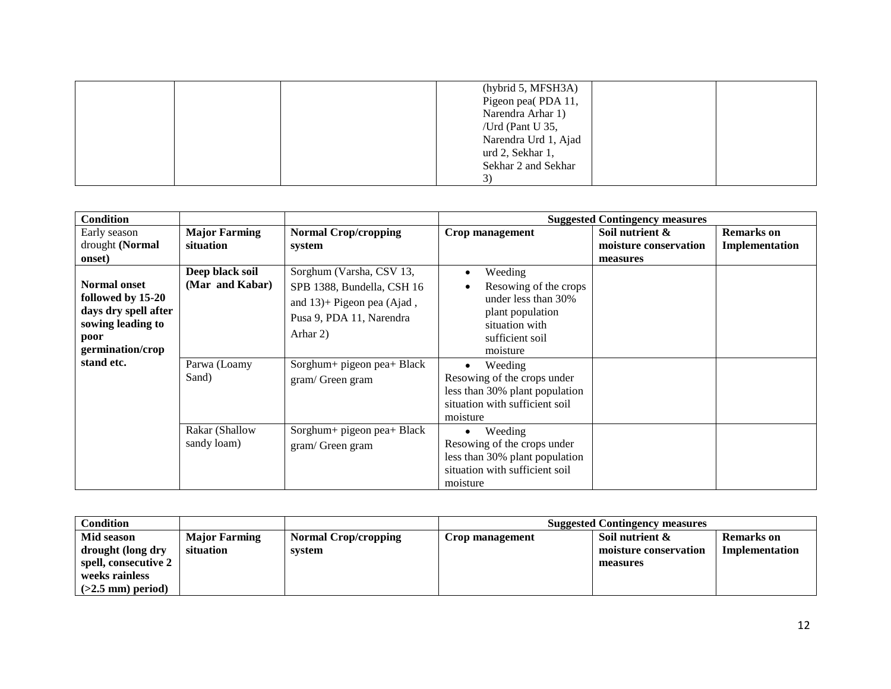| | | | | | |
|---|---|---|---|---|---|
| | | | (hybrid 5, MFSH3A) Pigeon pea( PDA 11, Narendra Arhar 1) /Urd (Pant U 35, Narendra Urd 1, Ajad urd 2, Sekhar 1, Sekhar 2 and Sekhar 3) | | |

| Condition | | | Suggested Contingency measures | | |
|---|---|---|---|---|---|
| Early season drought **(Normal onset)** | **Major Farming situation** | **Normal Crop/cropping system** | **Crop management** | **Soil nutrient & moisture conservation measures** | **Remarks on Implementation** |
| **Normal onset followed by 15-20 days dry spell after sowing leading to poor germination/crop stand etc.** | **Deep black soil (Mar and Kabar)** | Sorghum (Varsha, CSV 13, SPB 1388, Bundella, CSH 16 and 13)+ Pigeon pea (Ajad , Pusa 9, PDA 11, Narendra Arhar 2) | • Weeding<br>• Resowing of the crops under less than 30% plant population situation with sufficient soil moisture | | |
| | Parwa (Loamy Sand) | Sorghum+ pigeon pea+ Black gram/ Green gram | • Weeding<br>Resowing of the crops under less than 30% plant population situation with sufficient soil moisture | | |
| | Rakar (Shallow sandy loam) | Sorghum+ pigeon pea+ Black gram/ Green gram | • Weeding<br>Resowing of the crops under less than 30% plant population situation with sufficient soil moisture | | |

| Condition | | | Suggested Contingency measures | | |
|---|---|---|---|---|---|
| **Mid season drought (long dry spell, consecutive 2 weeks rainless (>2.5 mm) period)** | **Major Farming situation** | **Normal Crop/cropping system** | **Crop management** | **Soil nutrient & moisture conservation measures** | **Remarks on Implementation** |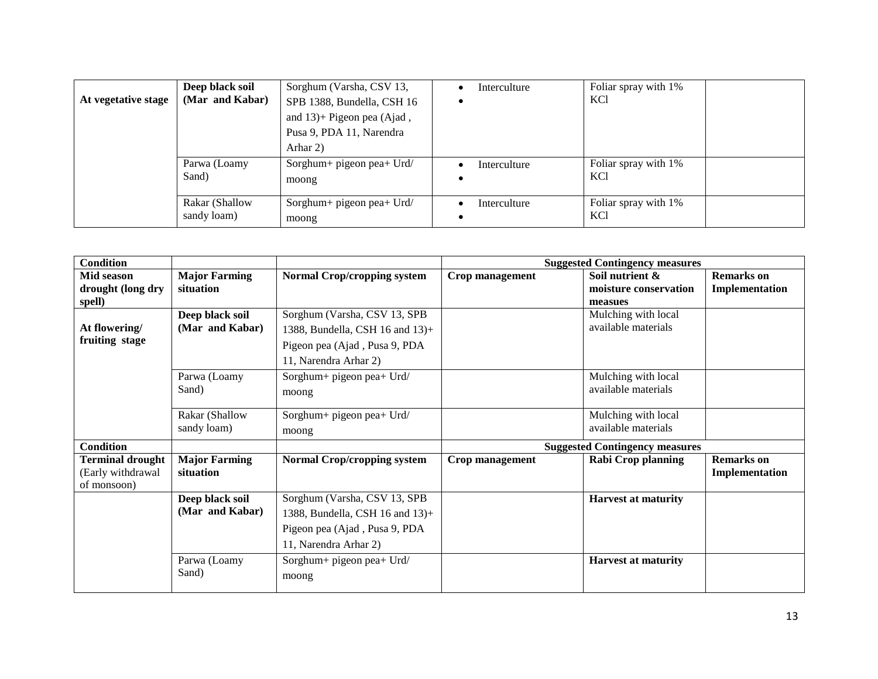| | | | | | |
|---|---|---|---|---|---|
| **At vegetative stage** | **Deep black soil (Mar and Kabar)** | Sorghum (Varsha, CSV 13, SPB 1388, Bundella, CSH 16 and 13)+ Pigeon pea (Ajad , Pusa 9, PDA 11, Narendra Arhar 2) | • Interculture<br>• | Foliar spray with 1% KCl | |
| | Parwa (Loamy Sand) | Sorghum+ pigeon pea+ Urd/ moong | • Interculture<br>• | Foliar spray with 1% KCl | |
| | Rakar (Shallow sandy loam) | Sorghum+ pigeon pea+ Urd/ moong | • Interculture<br>• | Foliar spray with 1% KCl | |

| **Condition** | | | **Suggested Contingency measures** | | |
|---|---|---|---|---|---|
| **Mid season drought (long dry spell)** | **Major Farming situation** | **Normal Crop/cropping system** | **Crop management** | **Soil nutrient & moisture conservation measues** | **Remarks on Implementation** |
| **At flowering/ fruiting stage** | **Deep black soil (Mar and Kabar)** | Sorghum (Varsha, CSV 13, SPB 1388, Bundella, CSH 16 and 13)+ Pigeon pea (Ajad , Pusa 9, PDA 11, Narendra Arhar 2) | | Mulching with local available materials | |
| | Parwa (Loamy Sand) | Sorghum+ pigeon pea+ Urd/ moong | | Mulching with local available materials | |
| | Rakar (Shallow sandy loam) | Sorghum+ pigeon pea+ Urd/ moong | | Mulching with local available materials | |
| **Condition** | | | **Suggested Contingency measures** | | |
| **Terminal drought** (Early withdrawal of monsoon) | **Major Farming situation** | **Normal Crop/cropping system** | **Crop management** | **Rabi Crop planning** | **Remarks on Implementation** |
| | **Deep black soil (Mar and Kabar)** | Sorghum (Varsha, CSV 13, SPB 1388, Bundella, CSH 16 and 13)+ Pigeon pea (Ajad , Pusa 9, PDA 11, Narendra Arhar 2) | | **Harvest at maturity** | |
| | Parwa (Loamy Sand) | Sorghum+ pigeon pea+ Urd/ moong | | **Harvest at maturity** | |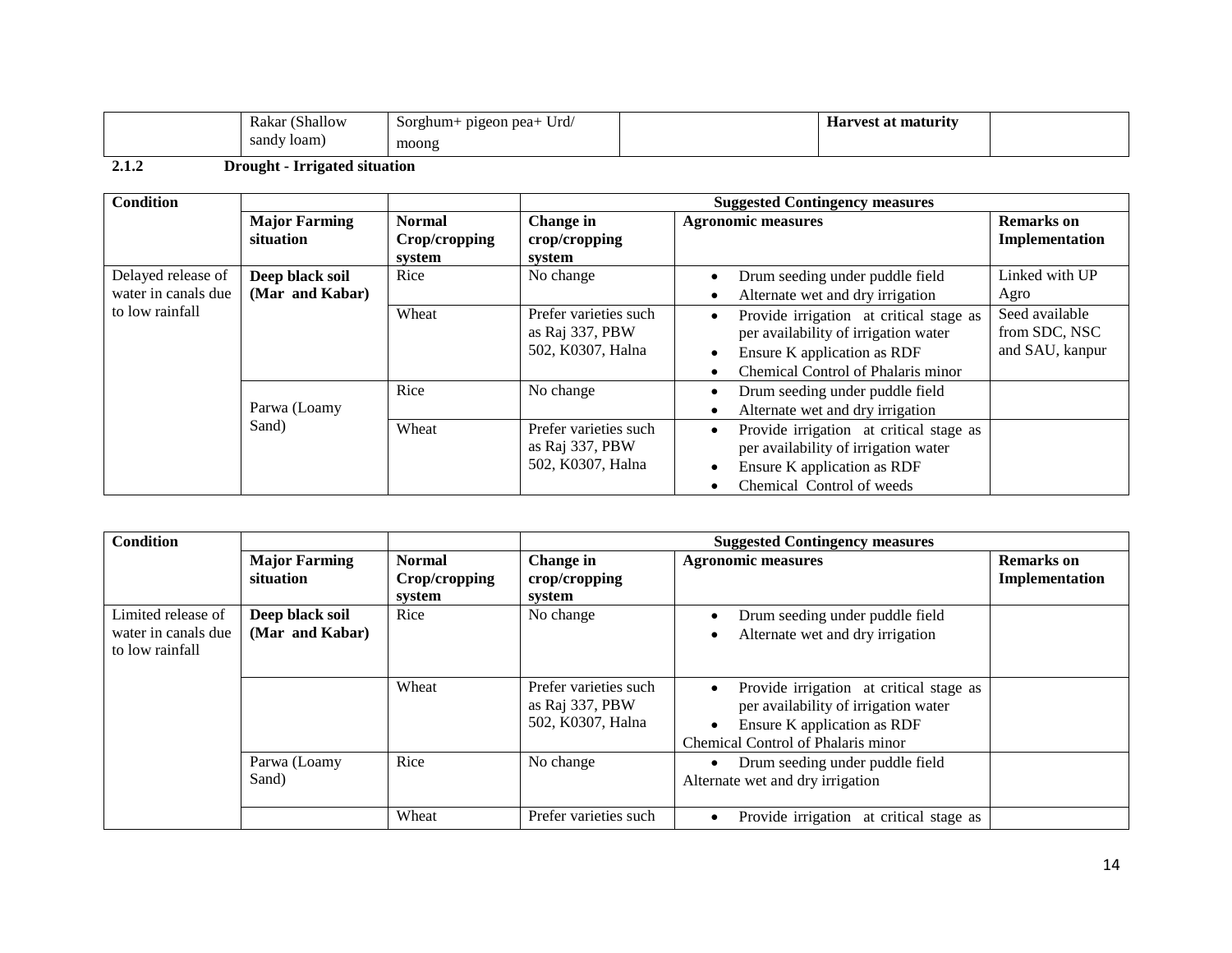| | | | | | |
|---|---|---|---|---|---|
| | Rakar (Shallow sandy loam) | Sorghum+ pigeon pea+ Urd/ moong | | **Harvest at maturity** | |

### 2.1.2 Drought - Irrigated situation

| **Condition** | | | **Suggested Contingency measures** | | |
|---|---|---|---|---|---|
| | **Major Farming situation** | **Normal Crop/cropping system** | **Change in crop/cropping system** | **Agronomic measures** | **Remarks on Implementation** |
| Delayed release of water in canals due to low rainfall | **Deep black soil (Mar and Kabar)** | Rice | No change | • Drum seeding under puddle field<br>• Alternate wet and dry irrigation | Linked with UP Agro |
| | | Wheat | Prefer varieties such as Raj 337, PBW 502, K0307, Halna | • Provide irrigation at critical stage as per availability of irrigation water<br>• Ensure K application as RDF<br>• Chemical Control of Phalaris minor | Seed available from SDC, NSC and SAU, kanpur |
| | Parwa (Loamy Sand) | Rice | No change | • Drum seeding under puddle field<br>• Alternate wet and dry irrigation | |
| | | Wheat | Prefer varieties such as Raj 337, PBW 502, K0307, Halna | • Provide irrigation at critical stage as per availability of irrigation water<br>• Ensure K application as RDF<br>• Chemical Control of weeds | |

| **Condition** | | | **Suggested Contingency measures** | | |
|---|---|---|---|---|---|
| | **Major Farming situation** | **Normal Crop/cropping system** | **Change in crop/cropping system** | **Agronomic measures** | **Remarks on Implementation** |
| Limited release of water in canals due to low rainfall | **Deep black soil (Mar and Kabar)** | Rice | No change | • Drum seeding under puddle field<br>• Alternate wet and dry irrigation | |
| | | Wheat | Prefer varieties such as Raj 337, PBW 502, K0307, Halna | • Provide irrigation at critical stage as per availability of irrigation water<br>• Ensure K application as RDF<br>Chemical Control of Phalaris minor | |
| | Parwa (Loamy Sand) | Rice | No change | • Drum seeding under puddle field<br>Alternate wet and dry irrigation | |
| | | Wheat | Prefer varieties such | • Provide irrigation at critical stage as | |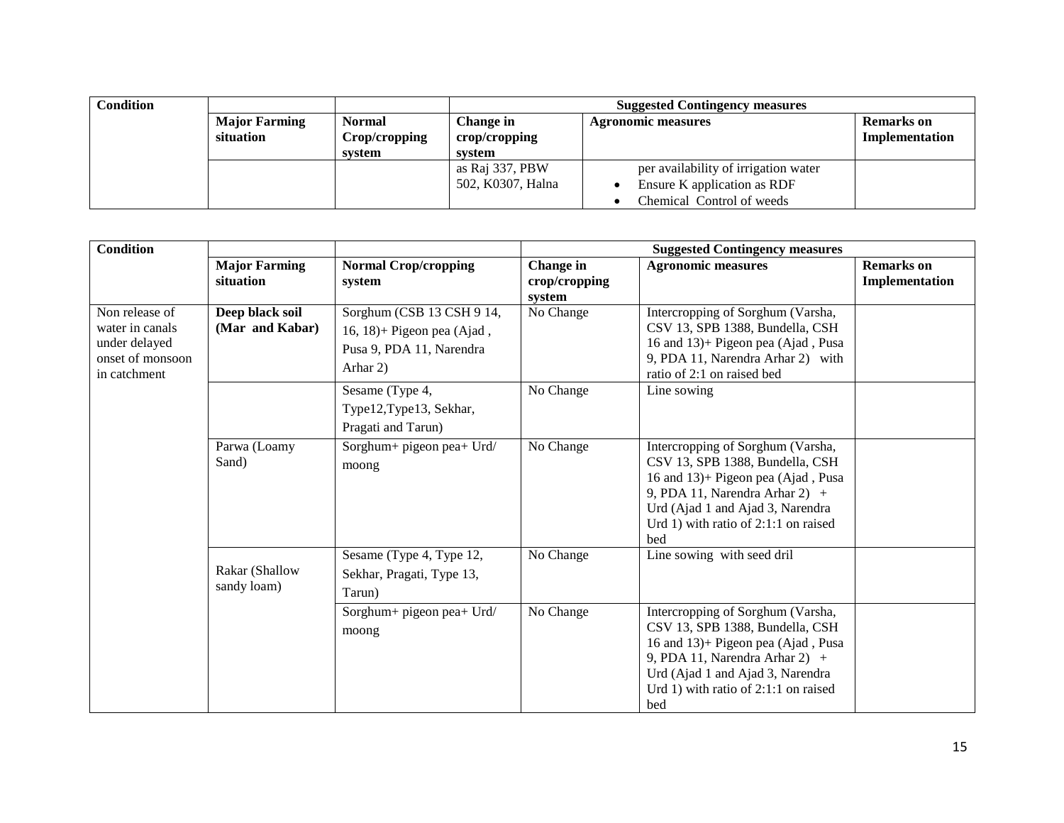| Condition | | | Suggested Contingency measures | | |
|---|---|---|---|---|---|
| | Major Farming situation | Normal Crop/cropping system | Change in crop/cropping system | Agronomic measures | Remarks on Implementation |
| | | | as Raj 337, PBW 502, K0307, Halna | per availability of irrigation water<br>• Ensure K application as RDF<br>• Chemical Control of weeds | |

| Condition | | | Suggested Contingency measures | | |
|---|---|---|---|---|---|
| | Major Farming situation | Normal Crop/cropping system | Change in crop/cropping system | Agronomic measures | Remarks on Implementation |
| Non release of water in canals under delayed onset of monsoon in catchment | **Deep black soil (Mar and Kabar)** | Sorghum (CSB 13 CSH 9 14, 16, 18)+ Pigeon pea (Ajad , Pusa 9, PDA 11, Narendra Arhar 2) | No Change | Intercropping of Sorghum (Varsha, CSV 13, SPB 1388, Bundella, CSH 16 and 13)+ Pigeon pea (Ajad , Pusa 9, PDA 11, Narendra Arhar 2) with ratio of 2:1 on raised bed | |
| | | Sesame (Type 4, Type12,Type13, Sekhar, Pragati and Tarun) | No Change | Line sowing | |
| | Parwa (Loamy Sand) | Sorghum+ pigeon pea+ Urd/ moong | No Change | Intercropping of Sorghum (Varsha, CSV 13, SPB 1388, Bundella, CSH 16 and 13)+ Pigeon pea (Ajad , Pusa 9, PDA 11, Narendra Arhar 2) + Urd (Ajad 1 and Ajad 3, Narendra Urd 1) with ratio of 2:1:1 on raised bed | |
| | Rakar (Shallow sandy loam) | Sesame (Type 4, Type 12, Sekhar, Pragati, Type 13, Tarun) | No Change | Line sowing with seed dril | |
| | | Sorghum+ pigeon pea+ Urd/ moong | No Change | Intercropping of Sorghum (Varsha, CSV 13, SPB 1388, Bundella, CSH 16 and 13)+ Pigeon pea (Ajad , Pusa 9, PDA 11, Narendra Arhar 2) + Urd (Ajad 1 and Ajad 3, Narendra Urd 1) with ratio of 2:1:1 on raised bed | |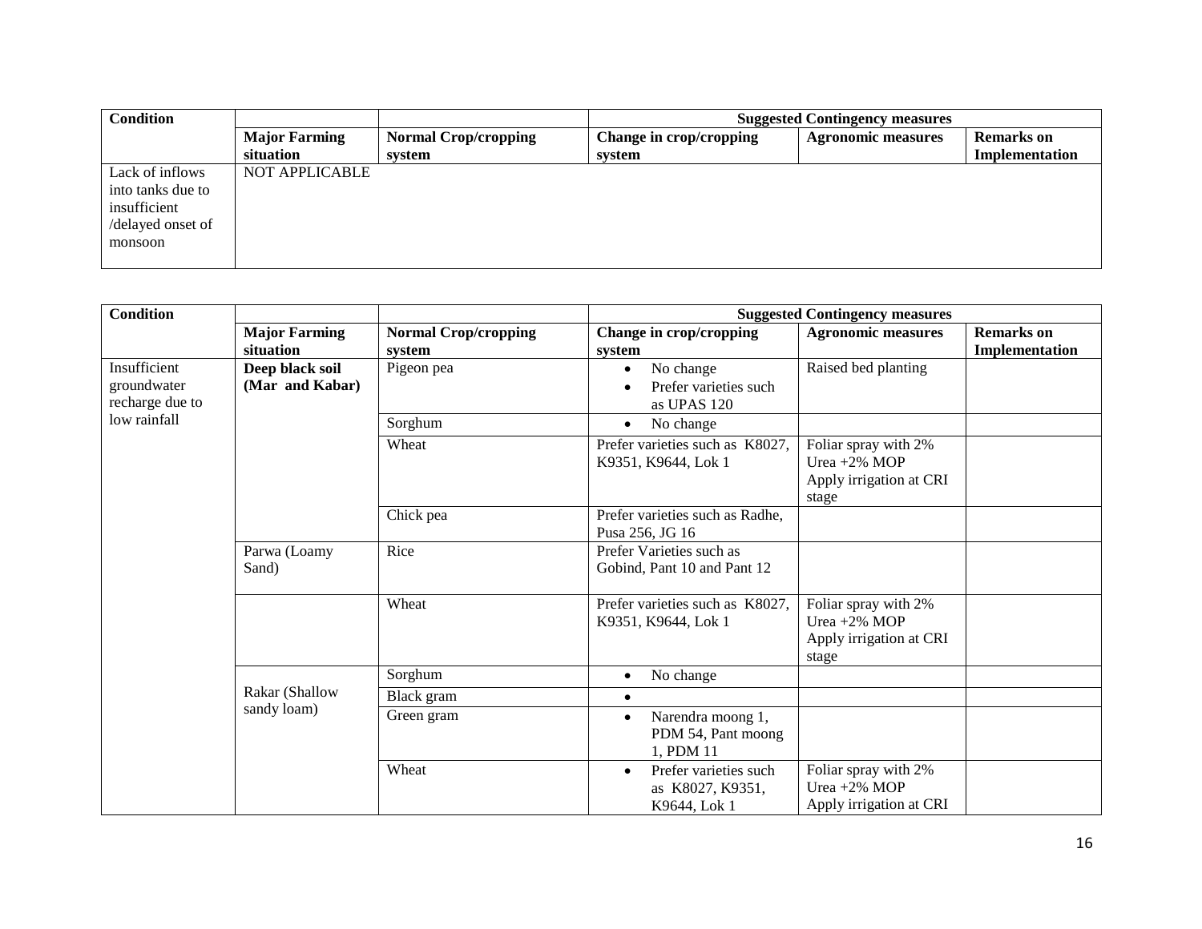| Condition | | | Suggested Contingency measures | | |
|---|---|---|---|---|---|
| | Major Farming situation | Normal Crop/cropping system | Change in crop/cropping system | Agronomic measures | Remarks on Implementation |
| Lack of inflows into tanks due to insufficient /delayed onset of monsoon | NOT APPLICABLE | | | | |

| Condition | | | Suggested Contingency measures | | |
|---|---|---|---|---|---|
| | Major Farming situation | Normal Crop/cropping system | Change in crop/cropping system | Agronomic measures | Remarks on Implementation |
| Insufficient groundwater recharge due to low rainfall | **Deep black soil (Mar and Kabar)** | Pigeon pea | • No change<br>• Prefer varieties such as UPAS 120 | Raised bed planting | |
| | | Sorghum | • No change | | |
| | | Wheat | Prefer varieties such as K8027, K9351, K9644, Lok 1 | Foliar spray with 2% Urea +2% MOP<br>Apply irrigation at CRI stage | |
| | | Chick pea | Prefer varieties such as Radhe, Pusa 256, JG 16 | | |
| | Parwa (Loamy Sand) | Rice | Prefer Varieties such as Gobind, Pant 10 and Pant 12 | | |
| | | Wheat | Prefer varieties such as K8027, K9351, K9644, Lok 1 | Foliar spray with 2% Urea +2% MOP<br>Apply irrigation at CRI stage | |
| | Rakar (Shallow sandy loam) | Sorghum | • No change | | |
| | | Black gram | • | | |
| | | Green gram | • Narendra moong 1, PDM 54, Pant moong 1, PDM 11 | | |
| | | Wheat | • Prefer varieties such as K8027, K9351, K9644, Lok 1 | Foliar spray with 2% Urea +2% MOP<br>Apply irrigation at CRI | |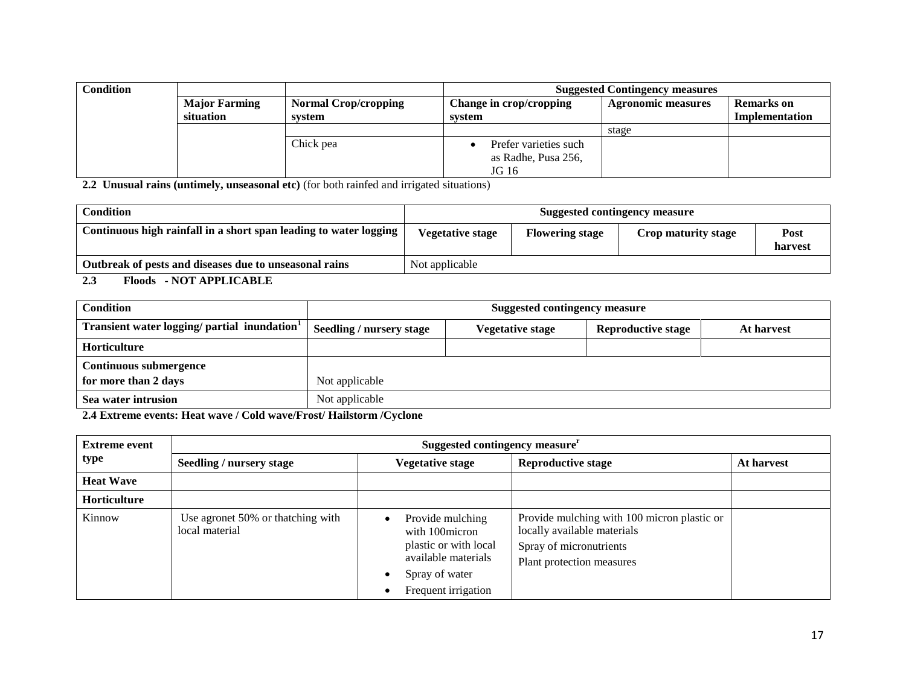| Condition | | | Suggested Contingency measures | | |
|---|---|---|---|---|---|
| | Major Farming situation | Normal Crop/cropping system | Change in crop/cropping system | Agronomic measures | Remarks on Implementation |
| | | | | stage | |
| | | Chick pea | • Prefer varieties such as Radhe, Pusa 256, JG 16 | | |

**2.2 Unusual rains (untimely, unseasonal etc)** (for both rainfed and irrigated situations)

| Condition | Suggested contingency measure | | | |
|---|---|---|---|---|
| Continuous high rainfall in a short span leading to water logging | Vegetative stage | Flowering stage | Crop maturity stage | Post harvest |
| Outbreak of pests and diseases due to unseasonal rains | Not applicable | | | |

**2.3 Floods - NOT APPLICABLE**

| Condition | Suggested contingency measure | | | |
|---|---|---|---|---|
| Transient water logging/ partial inundation[1] | Seedling / nursery stage | Vegetative stage | Reproductive stage | At harvest |
| Horticulture | | | | |
| Continuous submergence for more than 2 days | Not applicable | | | |
| Sea water intrusion | Not applicable | | | |

**2.4 Extreme events: Heat wave / Cold wave/Frost/ Hailstorm /Cyclone**

| Extreme event type | Suggested contingency measure[r] | | | |
|---|---|---|---|---|
| | Seedling / nursery stage | Vegetative stage | Reproductive stage | At harvest |
| Heat Wave | | | | |
| Horticulture | | | | |
| Kinnow | Use agronet 50% or thatching with local material | • Provide mulching with 100micron plastic or with local available materials<br>• Spray of water<br>• Frequent irrigation | Provide mulching with 100 micron plastic or locally available materials<br>Spray of micronutrients<br>Plant protection measures | |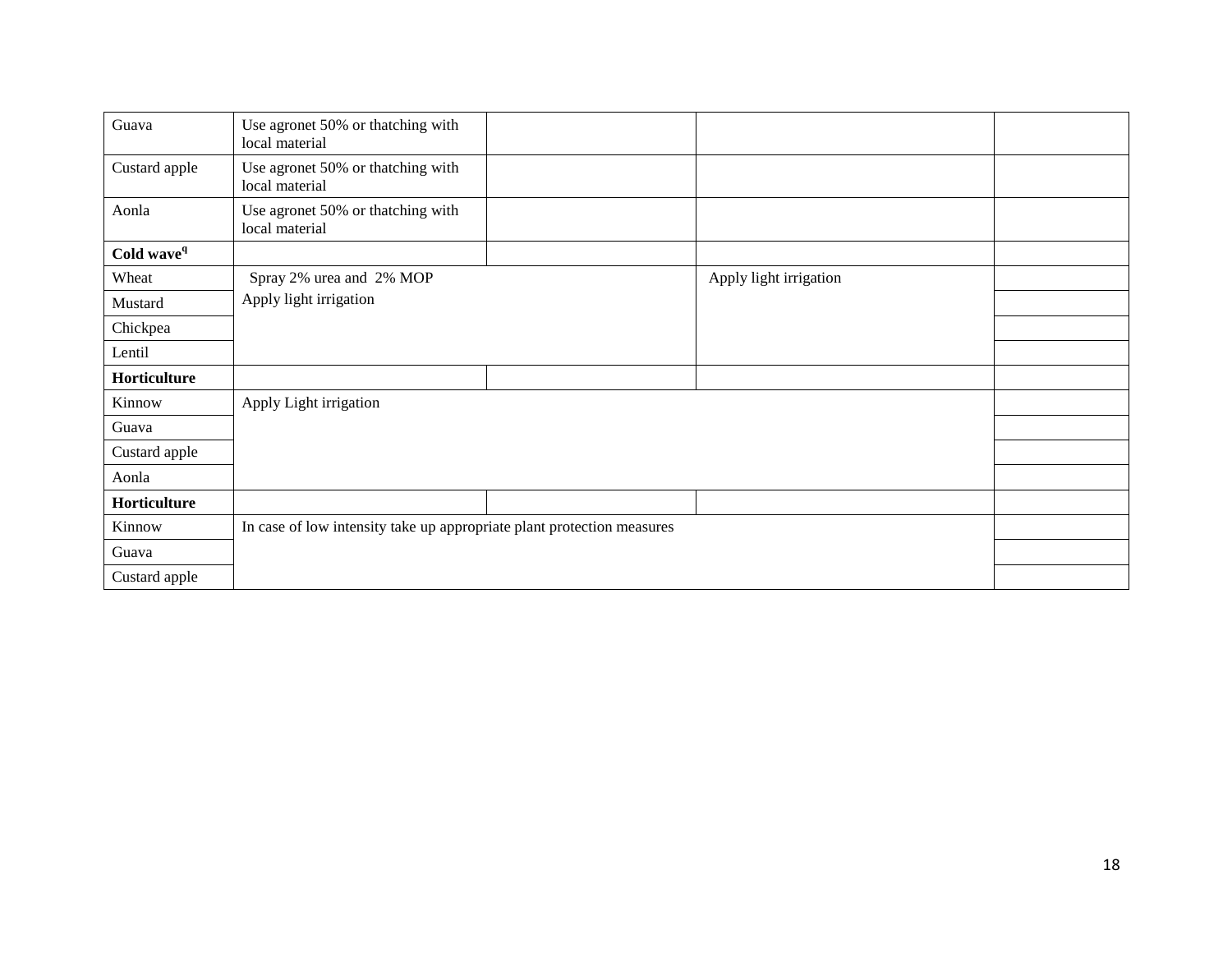| | | | | |
|---|---|---|---|---|
| Guava | Use agronet 50% or thatching with local material | | | |
| Custard apple | Use agronet 50% or thatching with local material | | | |
| Aonla | Use agronet 50% or thatching with local material | | | |
| **Cold wave**[q] | | | | |
| Wheat | Spray 2% urea and 2% MOP Apply light irrigation | | Apply light irrigation | |
| Mustard | | | | |
| Chickpea | | | | |
| Lentil | | | | |
| **Horticulture** | | | | |
| Kinnow | Apply Light irrigation | | | |
| Guava | | | | |
| Custard apple | | | | |
| Aonla | | | | |
| **Horticulture** | | | | |
| Kinnow | In case of low intensity take up appropriate plant protection measures | | | |
| Guava | | | | |
| Custard apple | | | | |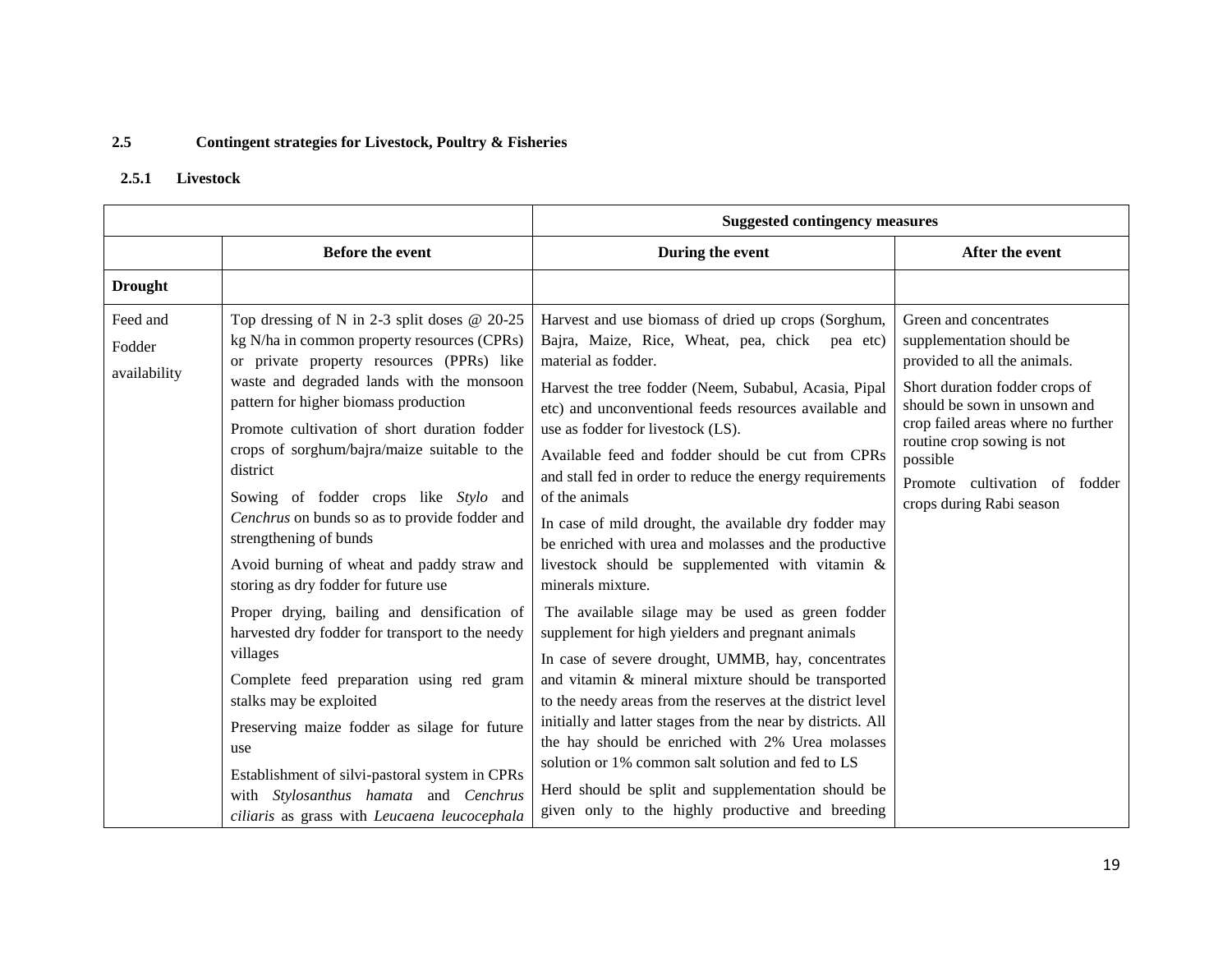## 2.5 Contingent strategies for Livestock, Poultry & Fisheries

### 2.5.1 Livestock

| | | Suggested contingency measures | |
|---|---|---|---|
| | **Before the event** | **During the event** | **After the event** |
| **Drought** | | | |
| Feed and Fodder availability | Top dressing of N in 2-3 split doses @ 20-25 kg N/ha in common property resources (CPRs) or private property resources (PPRs) like waste and degraded lands with the monsoon pattern for higher biomass production<br><br>Promote cultivation of short duration fodder crops of sorghum/bajra/maize suitable to the district<br><br>Sowing of fodder crops like *Stylo* and *Cenchrus* on bunds so as to provide fodder and strengthening of bunds<br><br>Avoid burning of wheat and paddy straw and storing as dry fodder for future use<br><br>Proper drying, bailing and densification of harvested dry fodder for transport to the needy villages<br><br>Complete feed preparation using red gram stalks may be exploited<br><br>Preserving maize fodder as silage for future use<br><br>Establishment of silvi-pastoral system in CPRs with *Stylosanthus hamata* and *Cenchrus ciliaris* as grass with *Leucaena leucocephala* | Harvest and use biomass of dried up crops (Sorghum, Bajra, Maize, Rice, Wheat, pea, chick pea etc) material as fodder.<br><br>Harvest the tree fodder (Neem, Subabul, Acasia, Pipal etc) and unconventional feeds resources available and use as fodder for livestock (LS).<br><br>Available feed and fodder should be cut from CPRs and stall fed in order to reduce the energy requirements of the animals<br><br>In case of mild drought, the available dry fodder may be enriched with urea and molasses and the productive livestock should be supplemented with vitamin & minerals mixture.<br><br>The available silage may be used as green fodder supplement for high yielders and pregnant animals<br><br>In case of severe drought, UMMB, hay, concentrates and vitamin & mineral mixture should be transported to the needy areas from the reserves at the district level initially and latter stages from the near by districts. All the hay should be enriched with 2% Urea molasses solution or 1% common salt solution and fed to LS<br><br>Herd should be split and supplementation should be given only to the highly productive and breeding | Green and concentrates supplementation should be provided to all the animals.<br><br>Short duration fodder crops of should be sown in unsown and crop failed areas where no further routine crop sowing is not possible<br><br>Promote cultivation of fodder crops during Rabi season |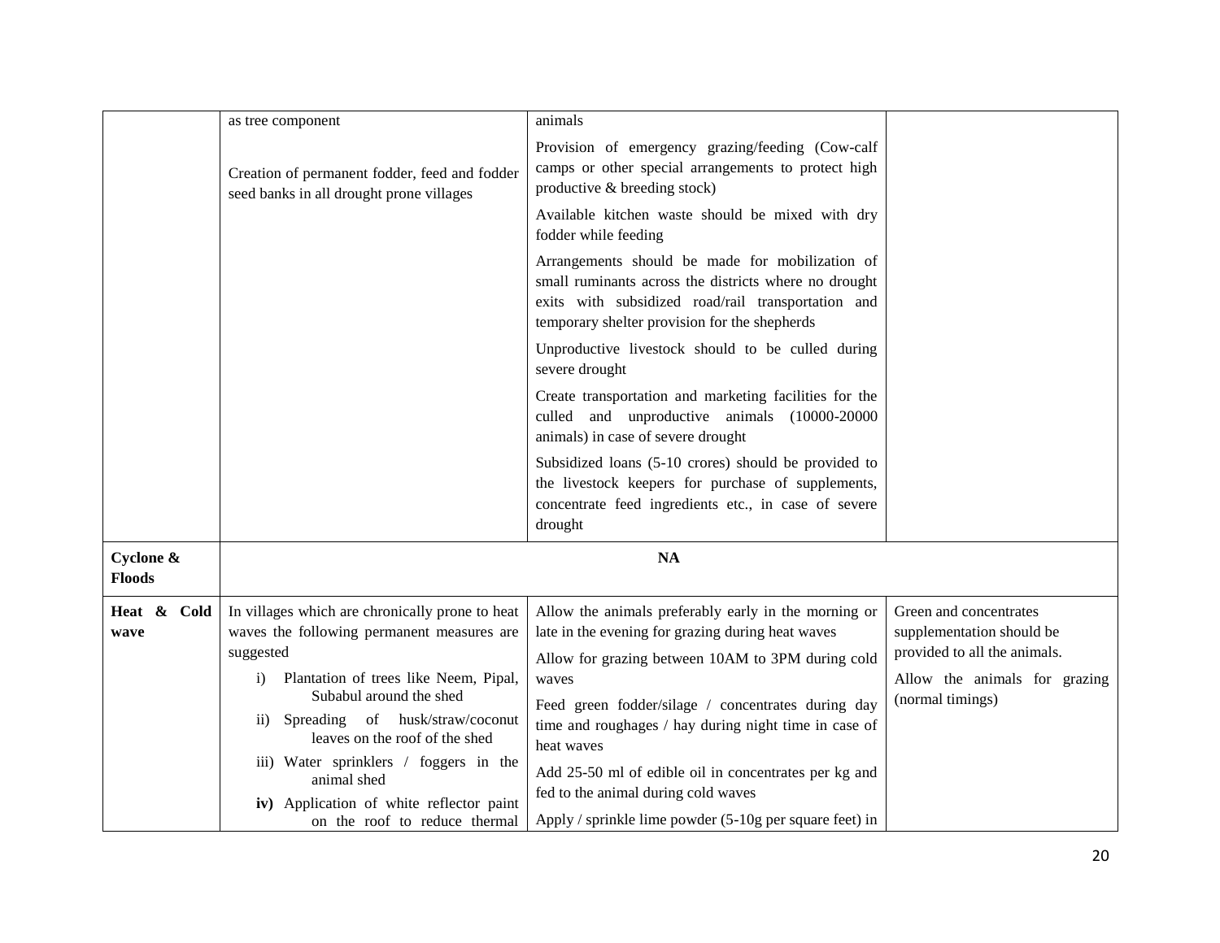| | | | |
|---|---|---|---|
| | as tree component<br><br>Creation of permanent fodder, feed and fodder seed banks in all drought prone villages | animals<br><br>Provision of emergency grazing/feeding (Cow-calf camps or other special arrangements to protect high productive & breeding stock)<br><br>Available kitchen waste should be mixed with dry fodder while feeding<br><br>Arrangements should be made for mobilization of small ruminants across the districts where no drought exits with subsidized road/rail transportation and temporary shelter provision for the shepherds<br><br>Unproductive livestock should to be culled during severe drought<br><br>Create transportation and marketing facilities for the culled and unproductive animals (10000-20000 animals) in case of severe drought<br><br>Subsidized loans (5-10 crores) should be provided to the livestock keepers for purchase of supplements, concentrate feed ingredients etc., in case of severe drought | |
| **Cyclone & Floods** | **NA** | | |
| **Heat & Cold wave** | In villages which are chronically prone to heat waves the following permanent measures are suggested<br>i) Plantation of trees like Neem, Pipal, Subabul around the shed<br>ii) Spreading of husk/straw/coconut leaves on the roof of the shed<br>iii) Water sprinklers / foggers in the animal shed<br>**iv)** Application of white reflector paint on the roof to reduce thermal | Allow the animals preferably early in the morning or late in the evening for grazing during heat waves<br><br>Allow for grazing between 10AM to 3PM during cold waves<br><br>Feed green fodder/silage / concentrates during day time and roughages / hay during night time in case of heat waves<br><br>Add 25-50 ml of edible oil in concentrates per kg and fed to the animal during cold waves<br><br>Apply / sprinkle lime powder (5-10g per square feet) in | Green and concentrates supplementation should be provided to all the animals.<br><br>Allow the animals for grazing (normal timings) |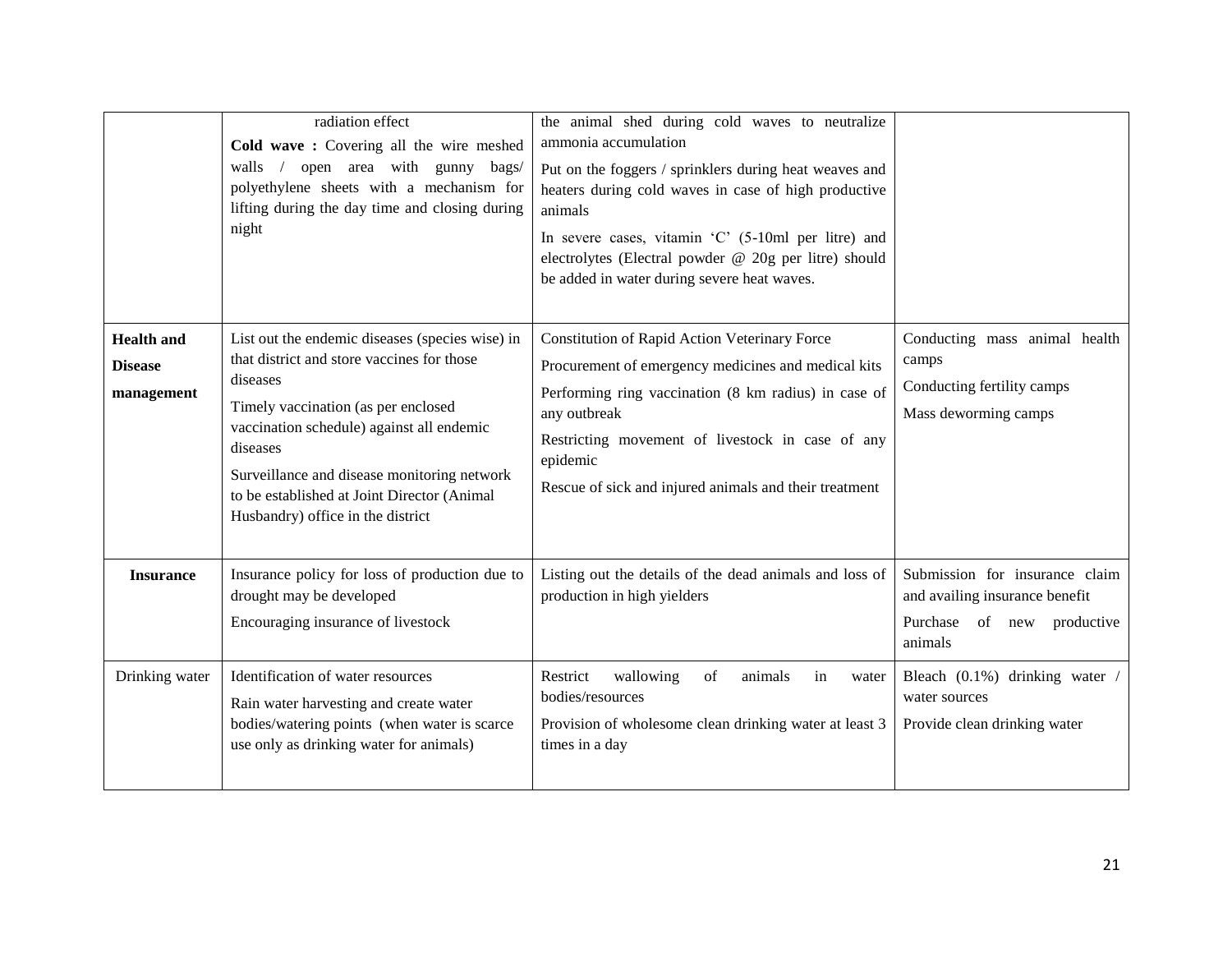| | | | |
|---|---|---|---|
| | radiation effect<br>**Cold wave :** Covering all the wire meshed walls / open area with gunny bags/ polyethylene sheets with a mechanism for lifting during the day time and closing during night | the animal shed during cold waves to neutralize ammonia accumulation<br>Put on the foggers / sprinklers during heat weaves and heaters during cold waves in case of high productive animals<br>In severe cases, vitamin 'C' (5-10ml per litre) and electrolytes (Electral powder @ 20g per litre) should be added in water during severe heat waves. | |
| **Health and Disease management** | List out the endemic diseases (species wise) in that district and store vaccines for those diseases<br>Timely vaccination (as per enclosed vaccination schedule) against all endemic diseases<br>Surveillance and disease monitoring network to be established at Joint Director (Animal Husbandry) office in the district | Constitution of Rapid Action Veterinary Force<br>Procurement of emergency medicines and medical kits<br>Performing ring vaccination (8 km radius) in case of any outbreak<br>Restricting movement of livestock in case of any epidemic<br>Rescue of sick and injured animals and their treatment | Conducting mass animal health camps<br>Conducting fertility camps<br>Mass deworming camps |
| **Insurance** | Insurance policy for loss of production due to drought may be developed<br>Encouraging insurance of livestock | Listing out the details of the dead animals and loss of production in high yielders | Submission for insurance claim and availing insurance benefit<br>Purchase of new productive animals |
| Drinking water | Identification of water resources<br>Rain water harvesting and create water bodies/watering points (when water is scarce use only as drinking water for animals) | Restrict wallowing of animals in water bodies/resources<br>Provision of wholesome clean drinking water at least 3 times in a day | Bleach (0.1%) drinking water / water sources<br>Provide clean drinking water |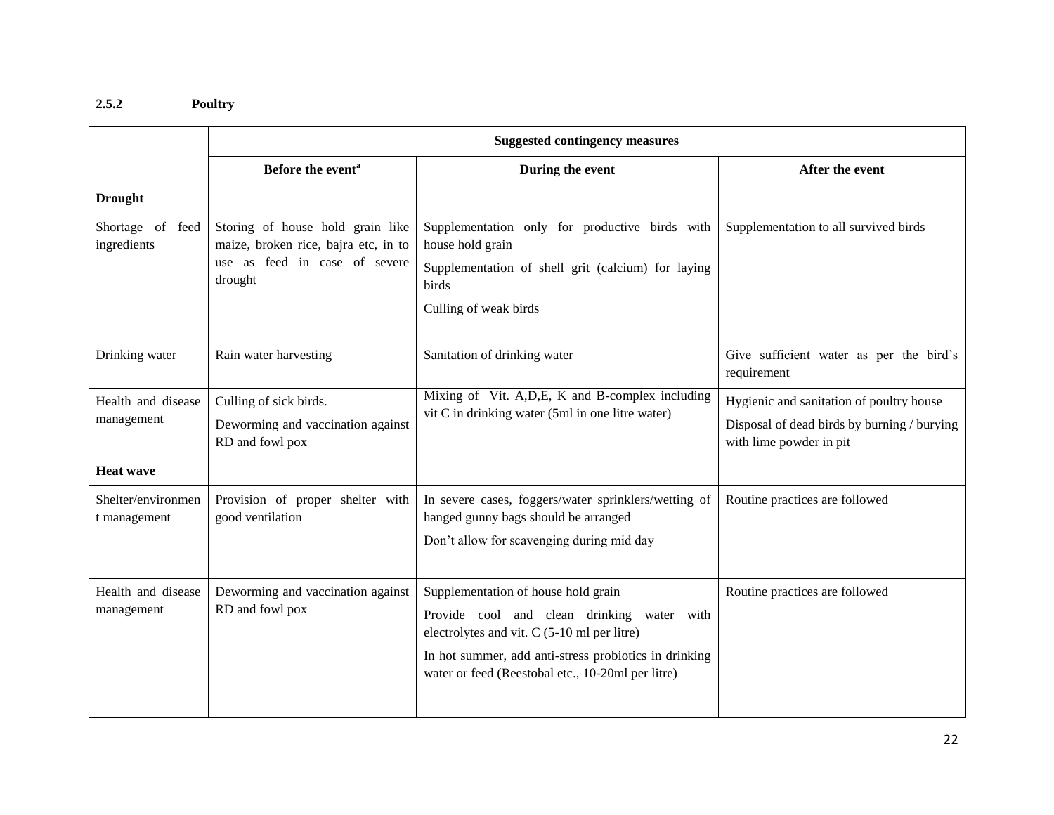### 2.5.2 Poultry

| | Suggested contingency measures | | |
|---|---|---|---|
| | Before the event[a] | During the event | After the event |
| **Drought** | | | |
| Shortage of feed ingredients | Storing of house hold grain like maize, broken rice, bajra etc, in to use as feed in case of severe drought | Supplementation only for productive birds with house hold grain<br>Supplementation of shell grit (calcium) for laying birds<br>Culling of weak birds | Supplementation to all survived birds |
| Drinking water | Rain water harvesting | Sanitation of drinking water | Give sufficient water as per the bird's requirement |
| Health and disease management | Culling of sick birds.<br>Deworming and vaccination against RD and fowl pox | Mixing of Vit. A,D,E, K and B-complex including vit C in drinking water (5ml in one litre water) | Hygienic and sanitation of poultry house<br>Disposal of dead birds by burning / burying with lime powder in pit |
| **Heat wave** | | | |
| Shelter/environment management | Provision of proper shelter with good ventilation | In severe cases, foggers/water sprinklers/wetting of hanged gunny bags should be arranged<br>Don't allow for scavenging during mid day | Routine practices are followed |
| Health and disease management | Deworming and vaccination against RD and fowl pox | Supplementation of house hold grain<br>Provide cool and clean drinking water with electrolytes and vit. C (5-10 ml per litre)<br>In hot summer, add anti-stress probiotics in drinking water or feed (Reestobal etc., 10-20ml per litre) | Routine practices are followed |
| | | | |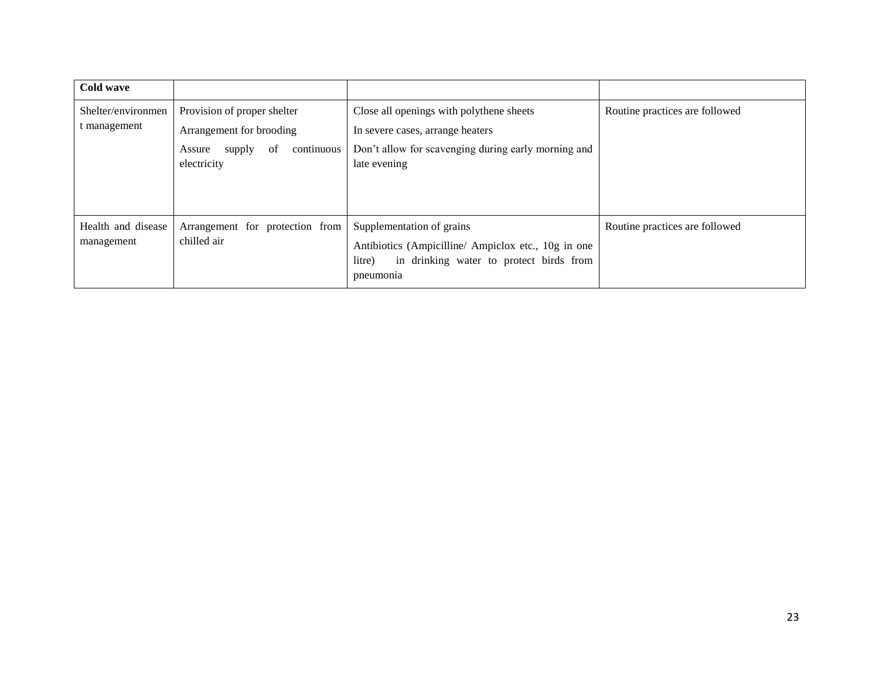| | | | |
|---|---|---|---|
| **Cold wave** | | | |
| Shelter/environment management | Provision of proper shelter<br>Arrangement for brooding<br>Assure supply of continuous electricity | Close all openings with polythene sheets<br>In severe cases, arrange heaters<br>Don't allow for scavenging during early morning and late evening | Routine practices are followed |
| Health and disease management | Arrangement for protection from chilled air | Supplementation of grains<br>Antibiotics (Ampicilline/ Ampiclox etc., 10g in one litre) in drinking water to protect birds from pneumonia | Routine practices are followed |